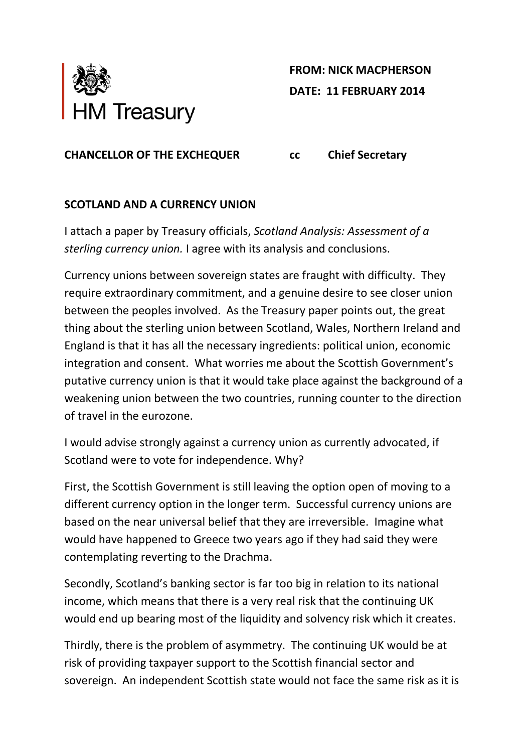HM Treasury

**FROM: NICK MACPHERSON**
**DATE: 11 FEBRUARY 2014**

**CHANCELLOR OF THE EXCHEQUER** **cc** **Chief Secretary**

**SCOTLAND AND A CURRENCY UNION**

I attach a paper by Treasury officials, *Scotland Analysis: Assessment of a sterling currency union.* I agree with its analysis and conclusions.

Currency unions between sovereign states are fraught with difficulty. They require extraordinary commitment, and a genuine desire to see closer union between the peoples involved. As the Treasury paper points out, the great thing about the sterling union between Scotland, Wales, Northern Ireland and England is that it has all the necessary ingredients: political union, economic integration and consent. What worries me about the Scottish Government's putative currency union is that it would take place against the background of a weakening union between the two countries, running counter to the direction of travel in the eurozone.

I would advise strongly against a currency union as currently advocated, if Scotland were to vote for independence. Why?

First, the Scottish Government is still leaving the option open of moving to a different currency option in the longer term. Successful currency unions are based on the near universal belief that they are irreversible. Imagine what would have happened to Greece two years ago if they had said they were contemplating reverting to the Drachma.

Secondly, Scotland's banking sector is far too big in relation to its national income, which means that there is a very real risk that the continuing UK would end up bearing most of the liquidity and solvency risk which it creates.

Thirdly, there is the problem of asymmetry. The continuing UK would be at risk of providing taxpayer support to the Scottish financial sector and sovereign. An independent Scottish state would not face the same risk as it is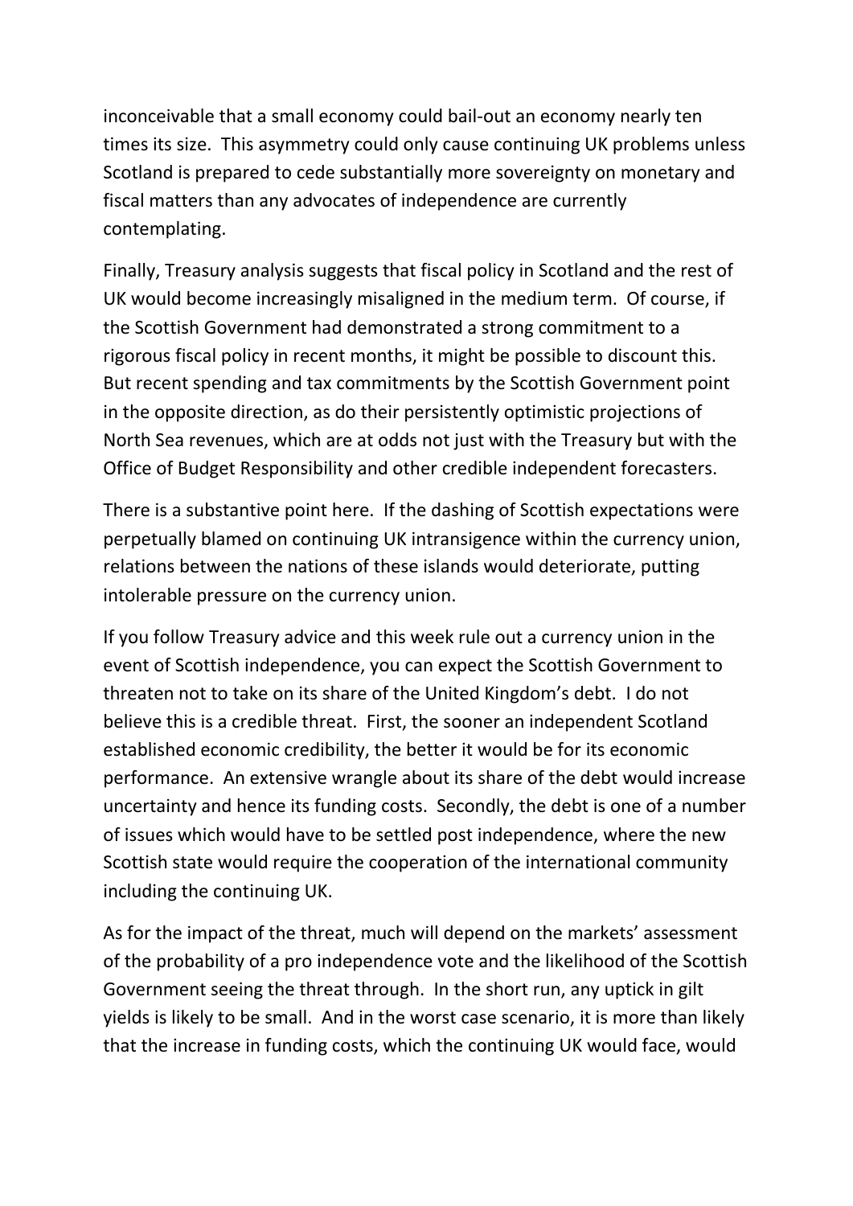inconceivable that a small economy could bail-out an economy nearly ten times its size. This asymmetry could only cause continuing UK problems unless Scotland is prepared to cede substantially more sovereignty on monetary and fiscal matters than any advocates of independence are currently contemplating.

Finally, Treasury analysis suggests that fiscal policy in Scotland and the rest of UK would become increasingly misaligned in the medium term. Of course, if the Scottish Government had demonstrated a strong commitment to a rigorous fiscal policy in recent months, it might be possible to discount this. But recent spending and tax commitments by the Scottish Government point in the opposite direction, as do their persistently optimistic projections of North Sea revenues, which are at odds not just with the Treasury but with the Office of Budget Responsibility and other credible independent forecasters.

There is a substantive point here. If the dashing of Scottish expectations were perpetually blamed on continuing UK intransigence within the currency union, relations between the nations of these islands would deteriorate, putting intolerable pressure on the currency union.

If you follow Treasury advice and this week rule out a currency union in the event of Scottish independence, you can expect the Scottish Government to threaten not to take on its share of the United Kingdom's debt. I do not believe this is a credible threat. First, the sooner an independent Scotland established economic credibility, the better it would be for its economic performance. An extensive wrangle about its share of the debt would increase uncertainty and hence its funding costs. Secondly, the debt is one of a number of issues which would have to be settled post independence, where the new Scottish state would require the cooperation of the international community including the continuing UK.

As for the impact of the threat, much will depend on the markets' assessment of the probability of a pro independence vote and the likelihood of the Scottish Government seeing the threat through. In the short run, any uptick in gilt yields is likely to be small. And in the worst case scenario, it is more than likely that the increase in funding costs, which the continuing UK would face, would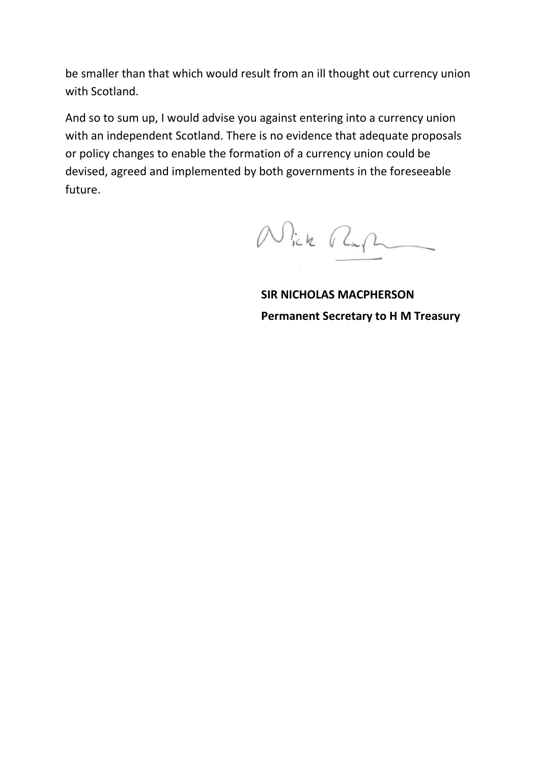be smaller than that which would result from an ill thought out currency union with Scotland.

And so to sum up, I would advise you against entering into a currency union with an independent Scotland. There is no evidence that adequate proposals or policy changes to enable the formation of a currency union could be devised, agreed and implemented by both governments in the foreseeable future.

**SIR NICHOLAS MACPHERSON**
**Permanent Secretary to H M Treasury**